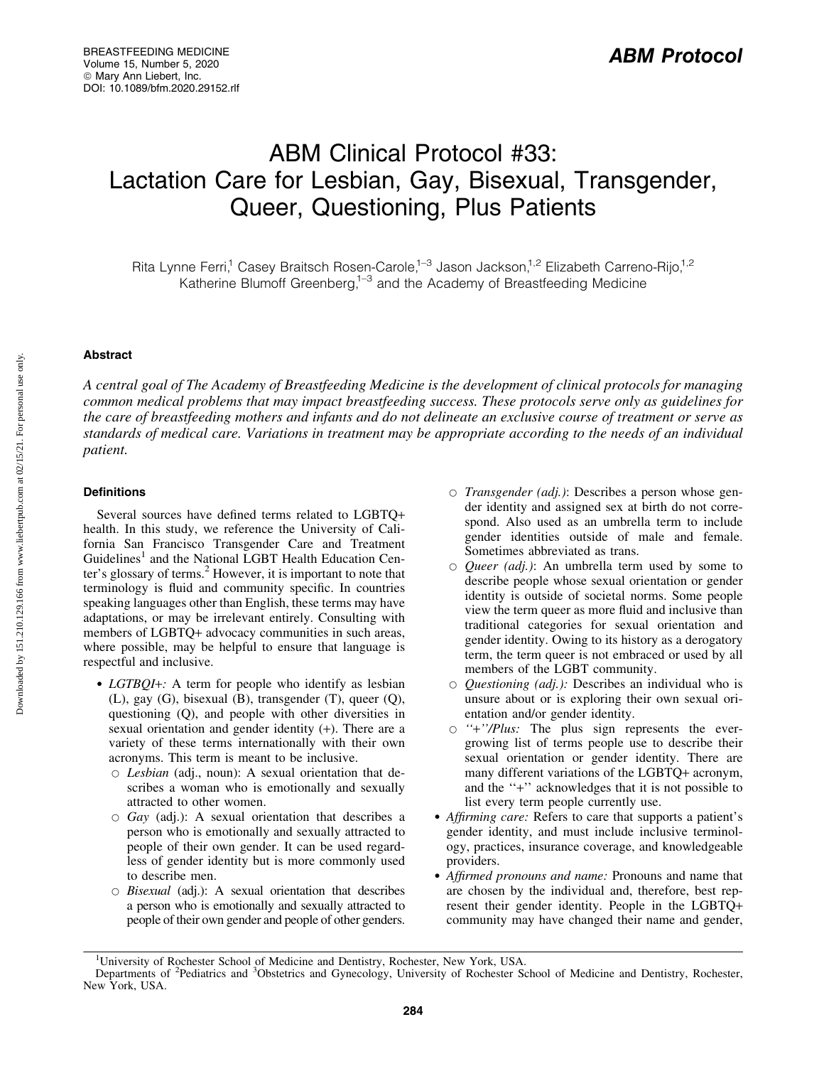# ABM Clinical Protocol #33: Lactation Care for Lesbian, Gay, Bisexual, Transgender, Queer, Questioning, Plus Patients

Rita Lynne Ferri,[1] Casey Braitsch Rosen-Carole,[1–3] Jason Jackson,[1,2] Elizabeth Carreno-Rijo,[1,2] Katherine Blumoff Greenberg,[1–3] and the Academy of Breastfeeding Medicine

## Abstract

*A central goal of The Academy of Breastfeeding Medicine is the development of clinical protocols for managing common medical problems that may impact breastfeeding success. These protocols serve only as guidelines for the care of breastfeeding mothers and infants and do not delineate an exclusive course of treatment or serve as standards of medical care. Variations in treatment may be appropriate according to the needs of an individual patient.*

## Definitions

Several sources have defined terms related to LGBTQ+ health. In this study, we reference the University of California San Francisco Transgender Care and Treatment Guidelines[1] and the National LGBT Health Education Center's glossary of terms.[2] However, it is important to note that terminology is fluid and community specific. In countries speaking languages other than English, these terms may have adaptations, or may be irrelevant entirely. Consulting with members of LGBTQ+ advocacy communities in such areas, where possible, may be helpful to ensure that language is respectful and inclusive.

- *LGTBQI+:* A term for people who identify as lesbian (L), gay (G), bisexual (B), transgender (T), queer (Q), questioning (Q), and people with other diversities in sexual orientation and gender identity (+). There are a variety of these terms internationally with their own acronyms. This term is meant to be inclusive.
  - *Lesbian* (adj., noun): A sexual orientation that describes a woman who is emotionally and sexually attracted to other women.
  - *Gay* (adj.): A sexual orientation that describes a person who is emotionally and sexually attracted to people of their own gender. It can be used regardless of gender identity but is more commonly used to describe men.
  - *Bisexual* (adj.): A sexual orientation that describes a person who is emotionally and sexually attracted to people of their own gender and people of other genders.
  - *Transgender (adj.)*: Describes a person whose gender identity and assigned sex at birth do not correspond. Also used as an umbrella term to include gender identities outside of male and female. Sometimes abbreviated as trans.
  - *Queer (adj.)*: An umbrella term used by some to describe people whose sexual orientation or gender identity is outside of societal norms. Some people view the term queer as more fluid and inclusive than traditional categories for sexual orientation and gender identity. Owing to its history as a derogatory term, the term queer is not embraced or used by all members of the LGBT community.
  - *Questioning (adj.):* Describes an individual who is unsure about or is exploring their own sexual orientation and/or gender identity.
  - *''+''/Plus:* The plus sign represents the ever-growing list of terms people use to describe their sexual orientation or gender identity. There are many different variations of the LGBTQ+ acronym, and the ''+'' acknowledges that it is not possible to list every term people currently use.
- *Affirming care:* Refers to care that supports a patient's gender identity, and must include inclusive terminology, practices, insurance coverage, and knowledgeable providers.
- *Affirmed pronouns and name:* Pronouns and name that are chosen by the individual and, therefore, best represent their gender identity. People in the LGBTQ+ community may have changed their name and gender,

[1]University of Rochester School of Medicine and Dentistry, Rochester, New York, USA.
Departments of [2]Pediatrics and [3]Obstetrics and Gynecology, University of Rochester School of Medicine and Dentistry, Rochester, New York, USA.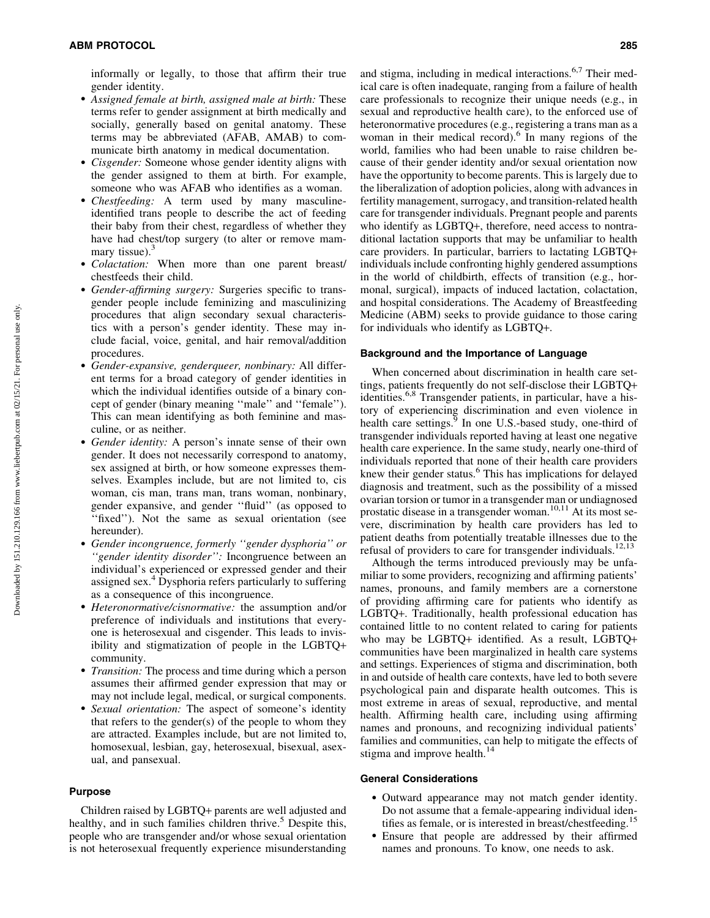informally or legally, to those that affirm their true gender identity.

- *Assigned female at birth, assigned male at birth:* These terms refer to gender assignment at birth medically and socially, generally based on genital anatomy. These terms may be abbreviated (AFAB, AMAB) to communicate birth anatomy in medical documentation.
- *Cisgender:* Someone whose gender identity aligns with the gender assigned to them at birth. For example, someone who was AFAB who identifies as a woman.
- *Chestfeeding:* A term used by many masculine-identified trans people to describe the act of feeding their baby from their chest, regardless of whether they have had chest/top surgery (to alter or remove mammary tissue).[3]
- *Colactation:* When more than one parent breast/chestfeeds their child.
- *Gender-affirming surgery:* Surgeries specific to transgender people include feminizing and masculinizing procedures that align secondary sexual characteristics with a person's gender identity. These may include facial, voice, genital, and hair removal/addition procedures.
- *Gender-expansive, genderqueer, nonbinary:* All different terms for a broad category of gender identities in which the individual identifies outside of a binary concept of gender (binary meaning ''male'' and ''female''). This can mean identifying as both feminine and masculine, or as neither.
- *Gender identity:* A person's innate sense of their own gender. It does not necessarily correspond to anatomy, sex assigned at birth, or how someone expresses themselves. Examples include, but are not limited to, cis woman, cis man, trans man, trans woman, nonbinary, gender expansive, and gender ''fluid'' (as opposed to ''fixed''). Not the same as sexual orientation (see hereunder).
- *Gender incongruence, formerly ''gender dysphoria'' or ''gender identity disorder'':* Incongruence between an individual's experienced or expressed gender and their assigned sex.[4] Dysphoria refers particularly to suffering as a consequence of this incongruence.
- *Heteronormative/cisnormative:* the assumption and/or preference of individuals and institutions that everyone is heterosexual and cisgender. This leads to invisibility and stigmatization of people in the LGBTQ+ community.
- *Transition:* The process and time during which a person assumes their affirmed gender expression that may or may not include legal, medical, or surgical components.
- *Sexual orientation:* The aspect of someone's identity that refers to the gender(s) of the people to whom they are attracted. Examples include, but are not limited to, homosexual, lesbian, gay, heterosexual, bisexual, asexual, and pansexual.

### Purpose

Children raised by LGBTQ+ parents are well adjusted and healthy, and in such families children thrive.[5] Despite this, people who are transgender and/or whose sexual orientation is not heterosexual frequently experience misunderstanding and stigma, including in medical interactions.[6,7] Their medical care is often inadequate, ranging from a failure of health care professionals to recognize their unique needs (e.g., in sexual and reproductive health care), to the enforced use of heteronormative procedures (e.g., registering a trans man as a woman in their medical record).[6] In many regions of the world, families who had been unable to raise children because of their gender identity and/or sexual orientation now have the opportunity to become parents. This is largely due to the liberalization of adoption policies, along with advances in fertility management, surrogacy, and transition-related health care for transgender individuals. Pregnant people and parents who identify as LGBTQ+, therefore, need access to nontraditional lactation supports that may be unfamiliar to health care providers. In particular, barriers to lactating LGBTQ+ individuals include confronting highly gendered assumptions in the world of childbirth, effects of transition (e.g., hormonal, surgical), impacts of induced lactation, colactation, and hospital considerations. The Academy of Breastfeeding Medicine (ABM) seeks to provide guidance to those caring for individuals who identify as LGBTQ+.

### Background and the Importance of Language

When concerned about discrimination in health care settings, patients frequently do not self-disclose their LGBTQ+ identities.[6,8] Transgender patients, in particular, have a history of experiencing discrimination and even violence in health care settings.[9] In one U.S.-based study, one-third of transgender individuals reported having at least one negative health care experience. In the same study, nearly one-third of individuals reported that none of their health care providers knew their gender status.[6] This has implications for delayed diagnosis and treatment, such as the possibility of a missed ovarian torsion or tumor in a transgender man or undiagnosed prostatic disease in a transgender woman.[10,11] At its most severe, discrimination by health care providers has led to patient deaths from potentially treatable illnesses due to the refusal of providers to care for transgender individuals.[12,13]

Although the terms introduced previously may be unfamiliar to some providers, recognizing and affirming patients' names, pronouns, and family members are a cornerstone of providing affirming care for patients who identify as LGBTQ+. Traditionally, health professional education has contained little to no content related to caring for patients who may be LGBTQ+ identified. As a result, LGBTQ+ communities have been marginalized in health care systems and settings. Experiences of stigma and discrimination, both in and outside of health care contexts, have led to both severe psychological pain and disparate health outcomes. This is most extreme in areas of sexual, reproductive, and mental health. Affirming health care, including using affirming names and pronouns, and recognizing individual patients' families and communities, can help to mitigate the effects of stigma and improve health.[14]

### General Considerations

- Outward appearance may not match gender identity. Do not assume that a female-appearing individual identifies as female, or is interested in breast/chestfeeding.[15]
- Ensure that people are addressed by their affirmed names and pronouns. To know, one needs to ask.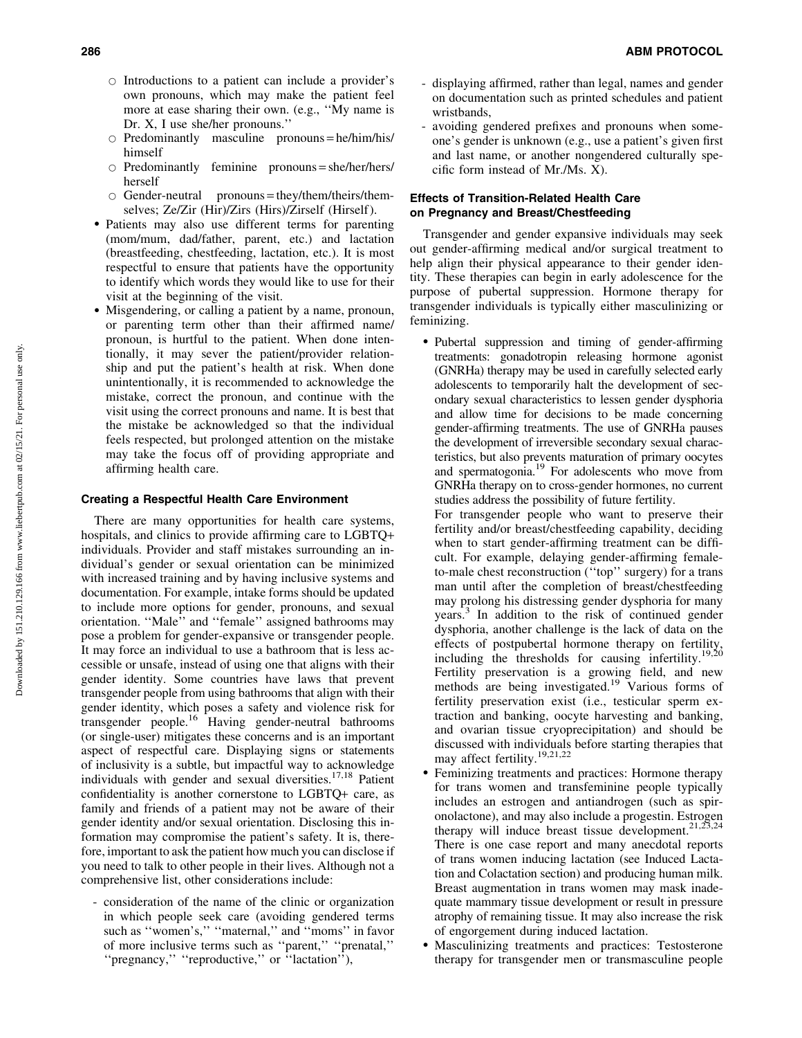- Introductions to a patient can include a provider's own pronouns, which may make the patient feel more at ease sharing their own. (e.g., ''My name is Dr. X, I use she/her pronouns.''
  - Predominantly masculine pronouns = he/him/his/himself
  - Predominantly feminine pronouns = she/her/hers/herself
  - Gender-neutral pronouns = they/them/theirs/themselves; Ze/Zir (Hir)/Zirs (Hirs)/Zirself (Hirself).
- Patients may also use different terms for parenting (mom/mum, dad/father, parent, etc.) and lactation (breastfeeding, chestfeeding, lactation, etc.). It is most respectful to ensure that patients have the opportunity to identify which words they would like to use for their visit at the beginning of the visit.
- Misgendering, or calling a patient by a name, pronoun, or parenting term other than their affirmed name/pronoun, is hurtful to the patient. When done intentionally, it may sever the patient/provider relationship and put the patient's health at risk. When done unintentionally, it is recommended to acknowledge the mistake, correct the pronoun, and continue with the visit using the correct pronouns and name. It is best that the mistake be acknowledged so that the individual feels respected, but prolonged attention on the mistake may take the focus off of providing appropriate and affirming health care.

### Creating a Respectful Health Care Environment

There are many opportunities for health care systems, hospitals, and clinics to provide affirming care to LGBTQ+ individuals. Provider and staff mistakes surrounding an individual's gender or sexual orientation can be minimized with increased training and by having inclusive systems and documentation. For example, intake forms should be updated to include more options for gender, pronouns, and sexual orientation. ''Male'' and ''female'' assigned bathrooms may pose a problem for gender-expansive or transgender people. It may force an individual to use a bathroom that is less accessible or unsafe, instead of using one that aligns with their gender identity. Some countries have laws that prevent transgender people from using bathrooms that align with their gender identity, which poses a safety and violence risk for transgender people.[16] Having gender-neutral bathrooms (or single-user) mitigates these concerns and is an important aspect of respectful care. Displaying signs or statements of inclusivity is a subtle, but impactful way to acknowledge individuals with gender and sexual diversities.[17,18] Patient confidentiality is another cornerstone to LGBTQ+ care, as family and friends of a patient may not be aware of their gender identity and/or sexual orientation. Disclosing this information may compromise the patient's safety. It is, therefore, important to ask the patient how much you can disclose if you need to talk to other people in their lives. Although not a comprehensive list, other considerations include:

- consideration of the name of the clinic or organization in which people seek care (avoiding gendered terms such as ''women's,'' ''maternal,'' and ''moms'' in favor of more inclusive terms such as ''parent,'' ''prenatal,'' ''pregnancy,'' ''reproductive,'' or ''lactation''),
- displaying affirmed, rather than legal, names and gender on documentation such as printed schedules and patient wristbands,
- avoiding gendered prefixes and pronouns when someone's gender is unknown (e.g., use a patient's given first and last name, or another nongendered culturally specific form instead of Mr./Ms. X).

### Effects of Transition-Related Health Care on Pregnancy and Breast/Chestfeeding

Transgender and gender expansive individuals may seek out gender-affirming medical and/or surgical treatment to help align their physical appearance to their gender identity. These therapies can begin in early adolescence for the purpose of pubertal suppression. Hormone therapy for transgender individuals is typically either masculinizing or feminizing.

- Pubertal suppression and timing of gender-affirming treatments: gonadotropin releasing hormone agonist (GNRHa) therapy may be used in carefully selected early adolescents to temporarily halt the development of secondary sexual characteristics to lessen gender dysphoria and allow time for decisions to be made concerning gender-affirming treatments. The use of GNRHa pauses the development of irreversible secondary sexual characteristics, but also prevents maturation of primary oocytes and spermatogonia.[19] For adolescents who move from GNRHa therapy on to cross-gender hormones, no current studies address the possibility of future fertility.
  For transgender people who want to preserve their fertility and/or breast/chestfeeding capability, deciding when to start gender-affirming treatment can be difficult. For example, delaying gender-affirming female-to-male chest reconstruction (''top'' surgery) for a trans man until after the completion of breast/chestfeeding may prolong his distressing gender dysphoria for many years.[3] In addition to the risk of continued gender dysphoria, another challenge is the lack of data on the effects of postpubertal hormone therapy on fertility, including the thresholds for causing infertility.[19,20] Fertility preservation is a growing field, and new methods are being investigated.[19] Various forms of fertility preservation exist (i.e., testicular sperm extraction and banking, oocyte harvesting and banking, and ovarian tissue cryoprecipitation) and should be discussed with individuals before starting therapies that may affect fertility.[19,21,22]
- Feminizing treatments and practices: Hormone therapy for trans women and transfeminine people typically includes an estrogen and antiandrogen (such as spironolactone), and may also include a progestin. Estrogen therapy will induce breast tissue development.[21,23,24] There is one case report and many anecdotal reports of trans women inducing lactation (see Induced Lactation and Colactation section) and producing human milk. Breast augmentation in trans women may mask inadequate mammary tissue development or result in pressure atrophy of remaining tissue. It may also increase the risk of engorgement during induced lactation.
- Masculinizing treatments and practices: Testosterone therapy for transgender men or transmasculine people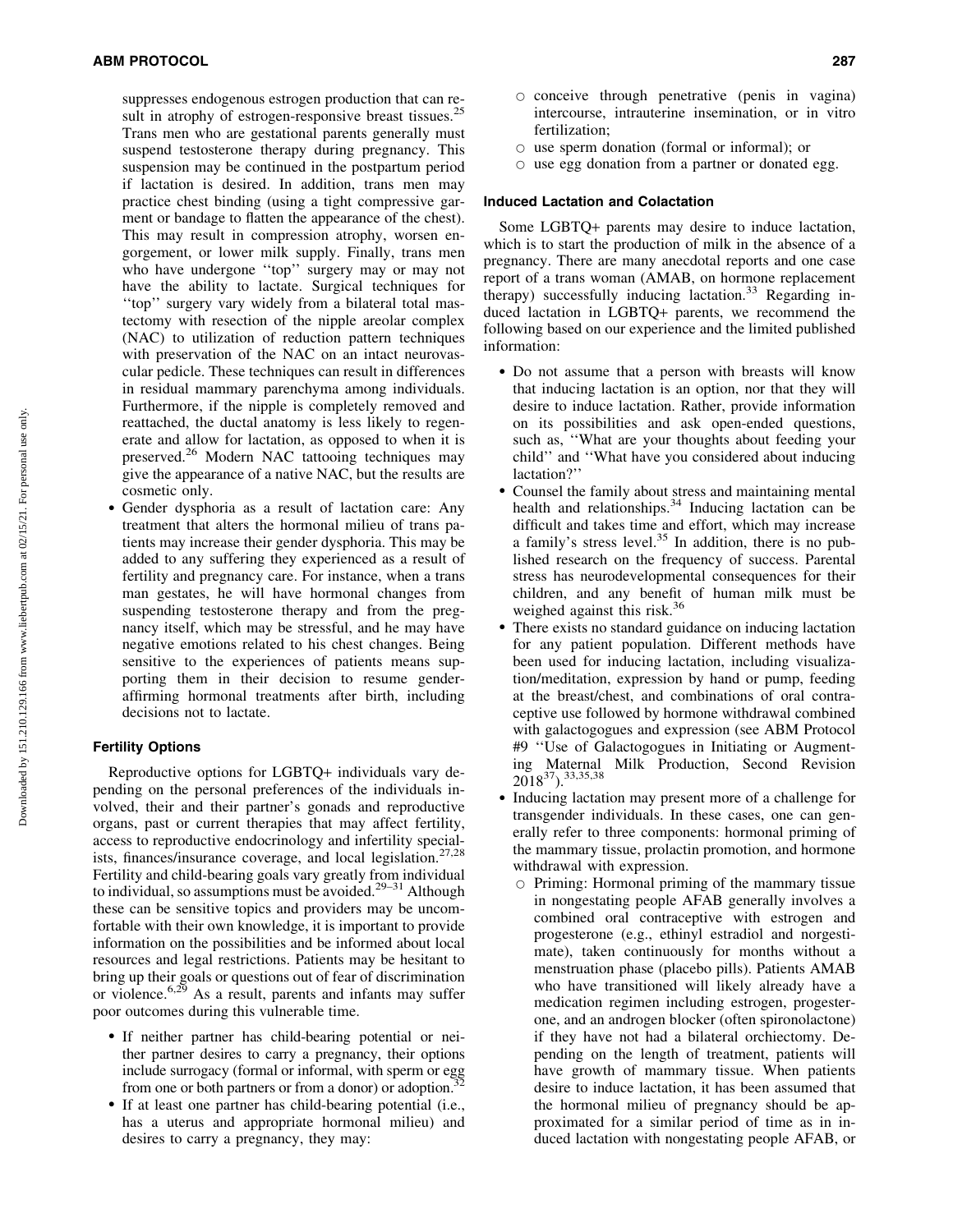suppresses endogenous estrogen production that can result in atrophy of estrogen-responsive breast tissues.[25] Trans men who are gestational parents generally must suspend testosterone therapy during pregnancy. This suspension may be continued in the postpartum period if lactation is desired. In addition, trans men may practice chest binding (using a tight compressive garment or bandage to flatten the appearance of the chest). This may result in compression atrophy, worsen engorgement, or lower milk supply. Finally, trans men who have undergone ''top'' surgery may or may not have the ability to lactate. Surgical techniques for ''top'' surgery vary widely from a bilateral total mastectomy with resection of the nipple areolar complex (NAC) to utilization of reduction pattern techniques with preservation of the NAC on an intact neurovascular pedicle. These techniques can result in differences in residual mammary parenchyma among individuals. Furthermore, if the nipple is completely removed and reattached, the ductal anatomy is less likely to regenerate and allow for lactation, as opposed to when it is preserved.[26] Modern NAC tattooing techniques may give the appearance of a native NAC, but the results are cosmetic only.

- Gender dysphoria as a result of lactation care: Any treatment that alters the hormonal milieu of trans patients may increase their gender dysphoria. This may be added to any suffering they experienced as a result of fertility and pregnancy care. For instance, when a trans man gestates, he will have hormonal changes from suspending testosterone therapy and from the pregnancy itself, which may be stressful, and he may have negative emotions related to his chest changes. Being sensitive to the experiences of patients means supporting them in their decision to resume gender-affirming hormonal treatments after birth, including decisions not to lactate.

### Fertility Options

Reproductive options for LGBTQ+ individuals vary depending on the personal preferences of the individuals involved, their and their partner's gonads and reproductive organs, past or current therapies that may affect fertility, access to reproductive endocrinology and infertility specialists, finances/insurance coverage, and local legislation.[27,28] Fertility and child-bearing goals vary greatly from individual to individual, so assumptions must be avoided.[29–31] Although these can be sensitive topics and providers may be uncomfortable with their own knowledge, it is important to provide information on the possibilities and be informed about local resources and legal restrictions. Patients may be hesitant to bring up their goals or questions out of fear of discrimination or violence.[6,29] As a result, parents and infants may suffer poor outcomes during this vulnerable time.

- If neither partner has child-bearing potential or neither partner desires to carry a pregnancy, their options include surrogacy (formal or informal, with sperm or egg from one or both partners or from a donor) or adoption.[32]
- If at least one partner has child-bearing potential (i.e., has a uterus and appropriate hormonal milieu) and desires to carry a pregnancy, they may:
  - conceive through penetrative (penis in vagina) intercourse, intrauterine insemination, or in vitro fertilization;
  - use sperm donation (formal or informal); or
  - use egg donation from a partner or donated egg.

### Induced Lactation and Colactation

Some LGBTQ+ parents may desire to induce lactation, which is to start the production of milk in the absence of a pregnancy. There are many anecdotal reports and one case report of a trans woman (AMAB, on hormone replacement therapy) successfully inducing lactation.[33] Regarding induced lactation in LGBTQ+ parents, we recommend the following based on our experience and the limited published information:

- Do not assume that a person with breasts will know that inducing lactation is an option, nor that they will desire to induce lactation. Rather, provide information on its possibilities and ask open-ended questions, such as, ''What are your thoughts about feeding your child'' and ''What have you considered about inducing lactation?''
- Counsel the family about stress and maintaining mental health and relationships.[34] Inducing lactation can be difficult and takes time and effort, which may increase a family's stress level.[35] In addition, there is no published research on the frequency of success. Parental stress has neurodevelopmental consequences for their children, and any benefit of human milk must be weighed against this risk.[36]
- There exists no standard guidance on inducing lactation for any patient population. Different methods have been used for inducing lactation, including visualization/meditation, expression by hand or pump, feeding at the breast/chest, and combinations of oral contraceptive use followed by hormone withdrawal combined with galactogogues and expression (see ABM Protocol #9 ''Use of Galactogogues in Initiating or Augmenting Maternal Milk Production, Second Revision 2018[37]'').[33,35,38]
- Inducing lactation may present more of a challenge for transgender individuals. In these cases, one can generally refer to three components: hormonal priming of the mammary tissue, prolactin promotion, and hormone withdrawal with expression.
  - Priming: Hormonal priming of the mammary tissue in nongestating people AFAB generally involves a combined oral contraceptive with estrogen and progesterone (e.g., ethinyl estradiol and norgestimate), taken continuously for months without a menstruation phase (placebo pills). Patients AMAB who have transitioned will likely already have a medication regimen including estrogen, progesterone, and an androgen blocker (often spironolactone) if they have not had a bilateral orchiectomy. Depending on the length of treatment, patients will have growth of mammary tissue. When patients desire to induce lactation, it has been assumed that the hormonal milieu of pregnancy should be approximated for a similar period of time as in induced lactation with nongestating people AFAB, or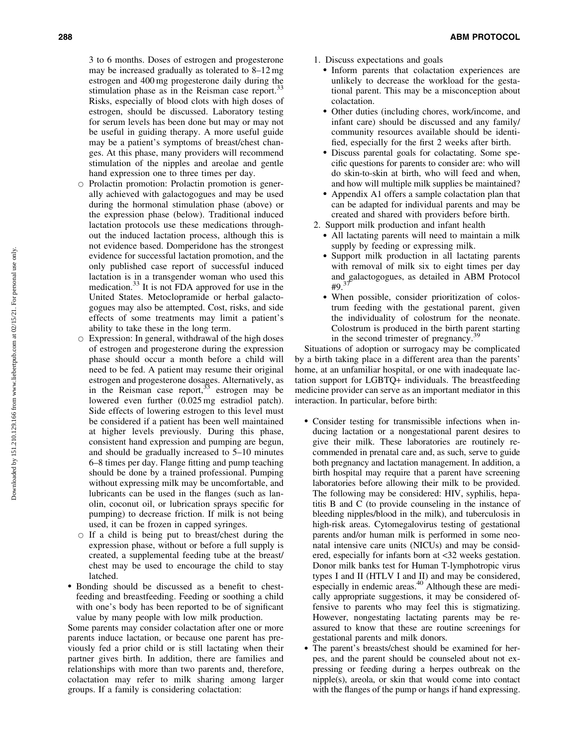3 to 6 months. Doses of estrogen and progesterone may be increased gradually as tolerated to 8–12 mg estrogen and 400 mg progesterone daily during the stimulation phase as in the Reisman case report.[33] Risks, especially of blood clots with high doses of estrogen, should be discussed. Laboratory testing for serum levels has been done but may or may not be useful in guiding therapy. A more useful guide may be a patient's symptoms of breast/chest changes. At this phase, many providers will recommend stimulation of the nipples and areolae and gentle hand expression one to three times per day.

   - Prolactin promotion: Prolactin promotion is generally achieved with galactogogues and may be used during the hormonal stimulation phase (above) or the expression phase (below). Traditional induced lactation protocols use these medications throughout the induced lactation process, although this is not evidence based. Domperidone has the strongest evidence for successful lactation promotion, and the only published case report of successful induced lactation is in a transgender woman who used this medication.[33] It is not FDA approved for use in the United States. Metoclopramide or herbal galactogogues may also be attempted. Cost, risks, and side effects of some treatments may limit a patient's ability to take these in the long term.
   - Expression: In general, withdrawal of the high doses of estrogen and progesterone during the expression phase should occur a month before a child will need to be fed. A patient may resume their original estrogen and progesterone dosages. Alternatively, as in the Reisman case report,[33] estrogen may be lowered even further (0.025 mg estradiol patch). Side effects of lowering estrogen to this level must be considered if a patient has been well maintained at higher levels previously. During this phase, consistent hand expression and pumping are begun, and should be gradually increased to 5–10 minutes 6–8 times per day. Flange fitting and pump teaching should be done by a trained professional. Pumping without expressing milk may be uncomfortable, and lubricants can be used in the flanges (such as lanolin, coconut oil, or lubrication sprays specific for pumping) to decrease friction. If milk is not being used, it can be frozen in capped syringes.
   - If a child is being put to breast/chest during the expression phase, without or before a full supply is created, a supplemental feeding tube at the breast/chest may be used to encourage the child to stay latched.

- Bonding should be discussed as a benefit to chestfeeding and breastfeeding. Feeding or soothing a child with one's body has been reported to be of significant value by many people with low milk production.

Some parents may consider colactation after one or more parents induce lactation, or because one parent has previously fed a prior child or is still lactating when their partner gives birth. In addition, there are families and relationships with more than two parents and, therefore, colactation may refer to milk sharing among larger groups. If a family is considering colactation:

1. Discuss expectations and goals
   - Inform parents that colactation experiences are unlikely to decrease the workload for the gestational parent. This may be a misconception about colactation.
   - Other duties (including chores, work/income, and infant care) should be discussed and any family/community resources available should be identified, especially for the first 2 weeks after birth.
   - Discuss parental goals for colactating. Some specific questions for parents to consider are: who will do skin-to-skin at birth, who will feed and when, and how will multiple milk supplies be maintained?
   - Appendix A1 offers a sample colactation plan that can be adapted for individual parents and may be created and shared with providers before birth.
2. Support milk production and infant health
   - All lactating parents will need to maintain a milk supply by feeding or expressing milk.
   - Support milk production in all lactating parents with removal of milk six to eight times per day and galactogogues, as detailed in ABM Protocol #9.[37]
   - When possible, consider prioritization of colostrum feeding with the gestational parent, given the individuality of colostrum for the neonate. Colostrum is produced in the birth parent starting in the second trimester of pregnancy.[39]

Situations of adoption or surrogacy may be complicated by a birth taking place in a different area than the parents' home, at an unfamiliar hospital, or one with inadequate lactation support for LGBTQ+ individuals. The breastfeeding medicine provider can serve as an important mediator in this interaction. In particular, before birth:

- Consider testing for transmissible infections when inducing lactation or a nongestational parent desires to give their milk. These laboratories are routinely recommended in prenatal care and, as such, serve to guide both pregnancy and lactation management. In addition, a birth hospital may require that a parent have screening laboratories before allowing their milk to be provided. The following may be considered: HIV, syphilis, hepatitis B and C (to provide counseling in the instance of bleeding nipples/blood in the milk), and tuberculosis in high-risk areas. Cytomegalovirus testing of gestational parents and/or human milk is performed in some neonatal intensive care units (NICUs) and may be considered, especially for infants born at <32 weeks gestation. Donor milk banks test for Human T-lymphotropic virus types I and II (HTLV I and II) and may be considered, especially in endemic areas.[40] Although these are medically appropriate suggestions, it may be considered offensive to parents who may feel this is stigmatizing. However, nongestating lactating parents may be reassured to know that these are routine screenings for gestational parents and milk donors.
- The parent's breasts/chest should be examined for herpes, and the parent should be counseled about not expressing or feeding during a herpes outbreak on the nipple(s), areola, or skin that would come into contact with the flanges of the pump or hangs if hand expressing.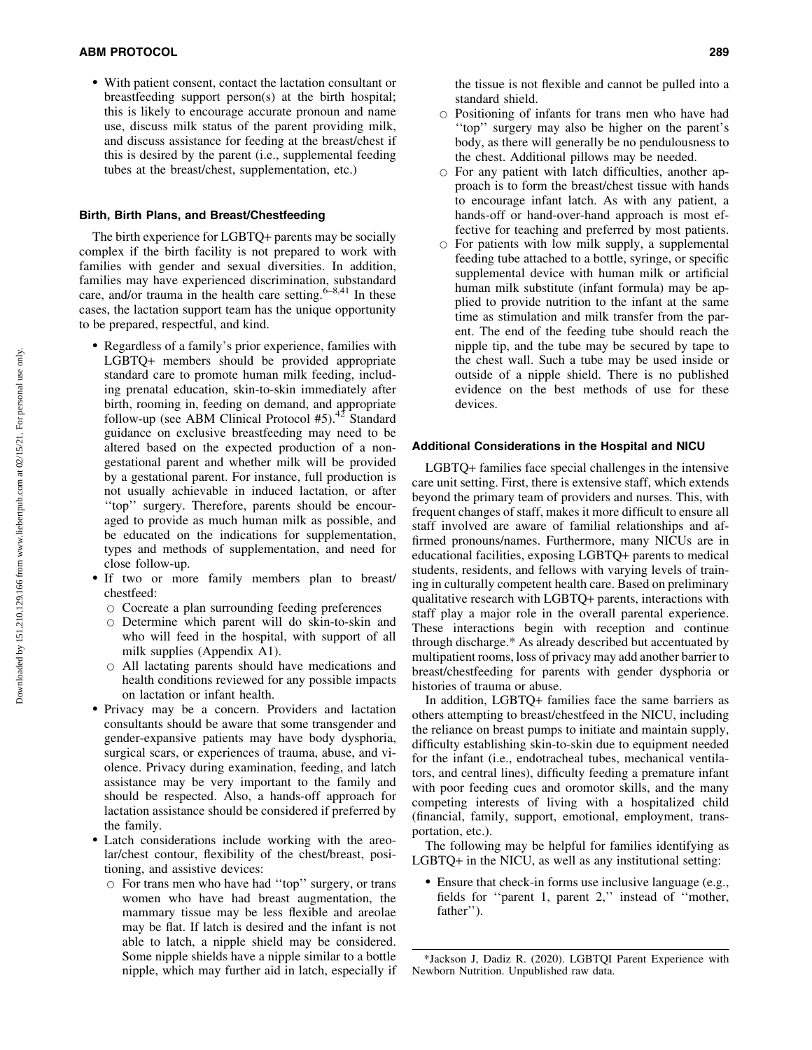- With patient consent, contact the lactation consultant or breastfeeding support person(s) at the birth hospital; this is likely to encourage accurate pronoun and name use, discuss milk status of the parent providing milk, and discuss assistance for feeding at the breast/chest if this is desired by the parent (i.e., supplemental feeding tubes at the breast/chest, supplementation, etc.)

### Birth, Birth Plans, and Breast/Chestfeeding

The birth experience for LGBTQ+ parents may be socially complex if the birth facility is not prepared to work with families with gender and sexual diversities. In addition, families may have experienced discrimination, substandard care, and/or trauma in the health care setting.[6–8,41] In these cases, the lactation support team has the unique opportunity to be prepared, respectful, and kind.

- Regardless of a family's prior experience, families with LGBTQ+ members should be provided appropriate standard care to promote human milk feeding, including prenatal education, skin-to-skin immediately after birth, rooming in, feeding on demand, and appropriate follow-up (see ABM Clinical Protocol #5).[42] Standard guidance on exclusive breastfeeding may need to be altered based on the expected production of a nongestational parent and whether milk will be provided by a gestational parent. For instance, full production is not usually achievable in induced lactation, or after "top" surgery. Therefore, parents should be encouraged to provide as much human milk as possible, and be educated on the indications for supplementation, types and methods of supplementation, and need for close follow-up.
- If two or more family members plan to breast/chestfeed:
  - Cocreate a plan surrounding feeding preferences
  - Determine which parent will do skin-to-skin and who will feed in the hospital, with support of all milk supplies (Appendix A1).
  - All lactating parents should have medications and health conditions reviewed for any possible impacts on lactation or infant health.
- Privacy may be a concern. Providers and lactation consultants should be aware that some transgender and gender-expansive patients may have body dysphoria, surgical scars, or experiences of trauma, abuse, and violence. Privacy during examination, feeding, and latch assistance may be very important to the family and should be respected. Also, a hands-off approach for lactation assistance should be considered if preferred by the family.
- Latch considerations include working with the areolar/chest contour, flexibility of the chest/breast, positioning, and assistive devices:
  - For trans men who have had "top" surgery, or trans women who have had breast augmentation, the mammary tissue may be less flexible and areolae may be flat. If latch is desired and the infant is not able to latch, a nipple shield may be considered. Some nipple shields have a nipple similar to a bottle nipple, which may further aid in latch, especially if the tissue is not flexible and cannot be pulled into a standard shield.
  - Positioning of infants for trans men who have had "top" surgery may also be higher on the parent's body, as there will generally be no pendulousness to the chest. Additional pillows may be needed.
  - For any patient with latch difficulties, another approach is to form the breast/chest tissue with hands to encourage infant latch. As with any patient, a hands-off or hand-over-hand approach is most effective for teaching and preferred by most patients.
  - For patients with low milk supply, a supplemental feeding tube attached to a bottle, syringe, or specific supplemental device with human milk or artificial human milk substitute (infant formula) may be applied to provide nutrition to the infant at the same time as stimulation and milk transfer from the parent. The end of the feeding tube should reach the nipple tip, and the tube may be secured by tape to the chest wall. Such a tube may be used inside or outside of a nipple shield. There is no published evidence on the best methods of use for these devices.

### Additional Considerations in the Hospital and NICU

LGBTQ+ families face special challenges in the intensive care unit setting. First, there is extensive staff, which extends beyond the primary team of providers and nurses. This, with frequent changes of staff, makes it more difficult to ensure all staff involved are aware of familial relationships and affirmed pronouns/names. Furthermore, many NICUs are in educational facilities, exposing LGBTQ+ parents to medical students, residents, and fellows with varying levels of training in culturally competent health care. Based on preliminary qualitative research with LGBTQ+ parents, interactions with staff play a major role in the overall parental experience. These interactions begin with reception and continue through discharge.* As already described but accentuated by multipatient rooms, loss of privacy may add another barrier to breast/chestfeeding for parents with gender dysphoria or histories of trauma or abuse.

In addition, LGBTQ+ families face the same barriers as others attempting to breast/chestfeed in the NICU, including the reliance on breast pumps to initiate and maintain supply, difficulty establishing skin-to-skin due to equipment needed for the infant (i.e., endotracheal tubes, mechanical ventilators, and central lines), difficulty feeding a premature infant with poor feeding cues and oromotor skills, and the many competing interests of living with a hospitalized child (financial, family, support, emotional, employment, transportation, etc.).

The following may be helpful for families identifying as LGBTQ+ in the NICU, as well as any institutional setting:

- Ensure that check-in forms use inclusive language (e.g., fields for "parent 1, parent 2," instead of "mother, father").

*Jackson J, Dadiz R. (2020). LGBTQI Parent Experience with Newborn Nutrition. Unpublished raw data.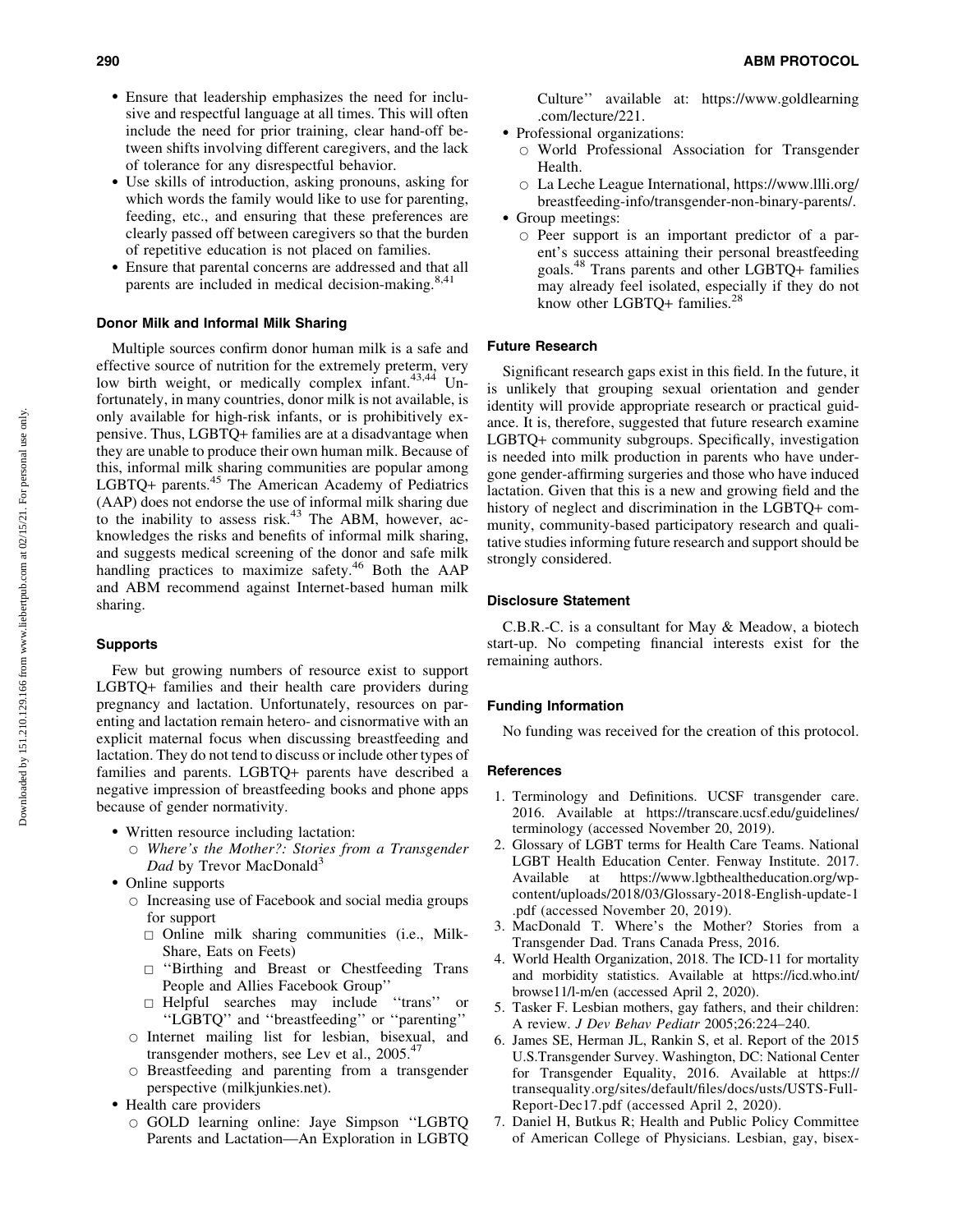- Ensure that leadership emphasizes the need for inclusive and respectful language at all times. This will often include the need for prior training, clear hand-off between shifts involving different caregivers, and the lack of tolerance for any disrespectful behavior.
- Use skills of introduction, asking pronouns, asking for which words the family would like to use for parenting, feeding, etc., and ensuring that these preferences are clearly passed off between caregivers so that the burden of repetitive education is not placed on families.
- Ensure that parental concerns are addressed and that all parents are included in medical decision-making.[8,41]

### Donor Milk and Informal Milk Sharing

Multiple sources confirm donor human milk is a safe and effective source of nutrition for the extremely preterm, very low birth weight, or medically complex infant.[43,44] Unfortunately, in many countries, donor milk is not available, is only available for high-risk infants, or is prohibitively expensive. Thus, LGBTQ+ families are at a disadvantage when they are unable to produce their own human milk. Because of this, informal milk sharing communities are popular among LGBTQ+ parents.[45] The American Academy of Pediatrics (AAP) does not endorse the use of informal milk sharing due to the inability to assess risk.[43] The ABM, however, acknowledges the risks and benefits of informal milk sharing, and suggests medical screening of the donor and safe milk handling practices to maximize safety.[46] Both the AAP and ABM recommend against Internet-based human milk sharing.

### Supports

Few but growing numbers of resource exist to support LGBTQ+ families and their health care providers during pregnancy and lactation. Unfortunately, resources on parenting and lactation remain hetero- and cisnormative with an explicit maternal focus when discussing breastfeeding and lactation. They do not tend to discuss or include other types of families and parents. LGBTQ+ parents have described a negative impression of breastfeeding books and phone apps because of gender normativity.

- Written resource including lactation:
  - *Where's the Mother?: Stories from a Transgender Dad* by Trevor MacDonald[3]
- Online supports
  - Increasing use of Facebook and social media groups for support
    - Online milk sharing communities (i.e., MilkShare, Eats on Feets)
    - ''Birthing and Breast or Chestfeeding Trans People and Allies Facebook Group''
    - Helpful searches may include ''trans'' or ''LGBTQ'' and ''breastfeeding'' or ''parenting''
  - Internet mailing list for lesbian, bisexual, and transgender mothers, see Lev et al., 2005.[47]
  - Breastfeeding and parenting from a transgender perspective (milkjunkies.net).
- Health care providers
  - GOLD learning online: Jaye Simpson ''LGBTQ Parents and Lactation—An Exploration in LGBTQ Culture'' available at: https://www.goldlearning.com/lecture/221.
- Professional organizations:
  - World Professional Association for Transgender Health.
  - La Leche League International, https://www.llli.org/breastfeeding-info/transgender-non-binary-parents/.
- Group meetings:
  - Peer support is an important predictor of a parent's success attaining their personal breastfeeding goals.[48] Trans parents and other LGBTQ+ families may already feel isolated, especially if they do not know other LGBTQ+ families.[28]

### Future Research

Significant research gaps exist in this field. In the future, it is unlikely that grouping sexual orientation and gender identity will provide appropriate research or practical guidance. It is, therefore, suggested that future research examine LGBTQ+ community subgroups. Specifically, investigation is needed into milk production in parents who have undergone gender-affirming surgeries and those who have induced lactation. Given that this is a new and growing field and the history of neglect and discrimination in the LGBTQ+ community, community-based participatory research and qualitative studies informing future research and support should be strongly considered.

### Disclosure Statement

C.B.R.-C. is a consultant for May & Meadow, a biotech start-up. No competing financial interests exist for the remaining authors.

### Funding Information

No funding was received for the creation of this protocol.

### References

1. Terminology and Definitions. UCSF transgender care. 2016. Available at https://transcare.ucsf.edu/guidelines/terminology (accessed November 20, 2019).
2. Glossary of LGBT terms for Health Care Teams. National LGBT Health Education Center. Fenway Institute. 2017. Available at https://www.lgbthealtheducation.org/wp-content/uploads/2018/03/Glossary-2018-English-update-1.pdf (accessed November 20, 2019).
3. MacDonald T. Where's the Mother? Stories from a Transgender Dad. Trans Canada Press, 2016.
4. World Health Organization, 2018. The ICD-11 for mortality and morbidity statistics. Available at https://icd.who.int/browse11/l-m/en (accessed April 2, 2020).
5. Tasker F. Lesbian mothers, gay fathers, and their children: A review. *J Dev Behav Pediatr* 2005;26:224–240.
6. James SE, Herman JL, Rankin S, et al. Report of the 2015 U.S.Transgender Survey. Washington, DC: National Center for Transgender Equality, 2016. Available at https://transequality.org/sites/default/files/docs/usts/USTS-Full-Report-Dec17.pdf (accessed April 2, 2020).
7. Daniel H, Butkus R; Health and Public Policy Committee of American College of Physicians. Lesbian, gay, bisex-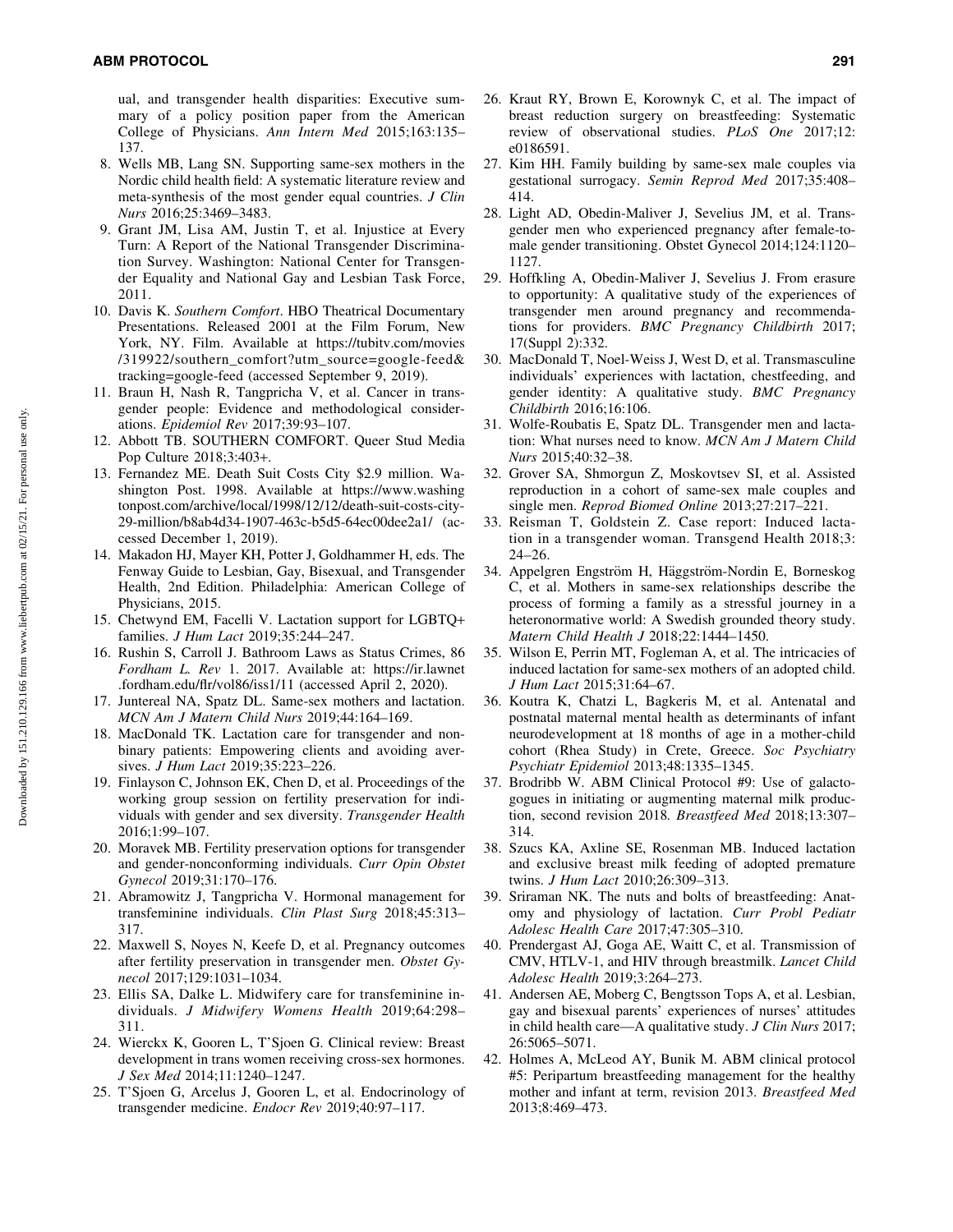ual, and transgender health disparities: Executive summary of a policy position paper from the American College of Physicians. *Ann Intern Med* 2015;163:135–137.

8. Wells MB, Lang SN. Supporting same-sex mothers in the Nordic child health field: A systematic literature review and meta-synthesis of the most gender equal countries. *J Clin Nurs* 2016;25:3469–3483.
9. Grant JM, Lisa AM, Justin T, et al. Injustice at Every Turn: A Report of the National Transgender Discrimination Survey. Washington: National Center for Transgender Equality and National Gay and Lesbian Task Force, 2011.
10. Davis K. *Southern Comfort*. HBO Theatrical Documentary Presentations. Released 2001 at the Film Forum, New York, NY. Film. Available at https://tubitv.com/movies/319922/southern_comfort?utm_source=google-feed&tracking=google-feed (accessed September 9, 2019).
11. Braun H, Nash R, Tangpricha V, et al. Cancer in transgender people: Evidence and methodological considerations. *Epidemiol Rev* 2017;39:93–107.
12. Abbott TB. SOUTHERN COMFORT. Queer Stud Media Pop Culture 2018;3:403+.
13. Fernandez ME. Death Suit Costs City $2.9 million. Washington Post. 1998. Available at https://www.washingtonpost.com/archive/local/1998/12/12/death-suit-costs-city-29-million/b8ab4d34-1907-463c-b5d5-64ec00dee2a1/ (accessed December 1, 2019).
14. Makadon HJ, Mayer KH, Potter J, Goldhammer H, eds. The Fenway Guide to Lesbian, Gay, Bisexual, and Transgender Health, 2nd Edition. Philadelphia: American College of Physicians, 2015.
15. Chetwynd EM, Facelli V. Lactation support for LGBTQ+ families. *J Hum Lact* 2019;35:244–247.
16. Rushin S, Carroll J. Bathroom Laws as Status Crimes, 86 *Fordham L. Rev* 1. 2017. Available at: https://ir.lawnet.fordham.edu/flr/vol86/iss1/11 (accessed April 2, 2020).
17. Juntereal NA, Spatz DL. Same-sex mothers and lactation. *MCN Am J Matern Child Nurs* 2019;44:164–169.
18. MacDonald TK. Lactation care for transgender and non-binary patients: Empowering clients and avoiding aversives. *J Hum Lact* 2019;35:223–226.
19. Finlayson C, Johnson EK, Chen D, et al. Proceedings of the working group session on fertility preservation for individuals with gender and sex diversity. *Transgender Health* 2016;1:99–107.
20. Moravek MB. Fertility preservation options for transgender and gender-nonconforming individuals. *Curr Opin Obstet Gynecol* 2019;31:170–176.
21. Abramowitz J, Tangpricha V. Hormonal management for transfeminine individuals. *Clin Plast Surg* 2018;45:313–317.
22. Maxwell S, Noyes N, Keefe D, et al. Pregnancy outcomes after fertility preservation in transgender men. *Obstet Gynecol* 2017;129:1031–1034.
23. Ellis SA, Dalke L. Midwifery care for transfeminine individuals. *J Midwifery Womens Health* 2019;64:298–311.
24. Wierckx K, Gooren L, T'Sjoen G. Clinical review: Breast development in trans women receiving cross-sex hormones. *J Sex Med* 2014;11:1240–1247.
25. T'Sjoen G, Arcelus J, Gooren L, et al. Endocrinology of transgender medicine. *Endocr Rev* 2019;40:97–117.
26. Kraut RY, Brown E, Korownyk C, et al. The impact of breast reduction surgery on breastfeeding: Systematic review of observational studies. *PLoS One* 2017;12:e0186591.
27. Kim HH. Family building by same-sex male couples via gestational surrogacy. *Semin Reprod Med* 2017;35:408–414.
28. Light AD, Obedin-Maliver J, Sevelius JM, et al. Transgender men who experienced pregnancy after female-to-male gender transitioning. Obstet Gynecol 2014;124:1120–1127.
29. Hoffkling A, Obedin-Maliver J, Sevelius J. From erasure to opportunity: A qualitative study of the experiences of transgender men around pregnancy and recommendations for providers. *BMC Pregnancy Childbirth* 2017;17(Suppl 2):332.
30. MacDonald T, Noel-Weiss J, West D, et al. Transmasculine individuals' experiences with lactation, chestfeeding, and gender identity: A qualitative study. *BMC Pregnancy Childbirth* 2016;16:106.
31. Wolfe-Roubatis E, Spatz DL. Transgender men and lactation: What nurses need to know. *MCN Am J Matern Child Nurs* 2015;40:32–38.
32. Grover SA, Shmorgun Z, Moskovtsev SI, et al. Assisted reproduction in a cohort of same-sex male couples and single men. *Reprod Biomed Online* 2013;27:217–221.
33. Reisman T, Goldstein Z. Case report: Induced lactation in a transgender woman. Transgend Health 2018;3:24–26.
34. Appelgren Engström H, Häggström-Nordin E, Borneskog C, et al. Mothers in same-sex relationships describe the process of forming a family as a stressful journey in a heteronormative world: A Swedish grounded theory study. *Matern Child Health J* 2018;22:1444–1450.
35. Wilson E, Perrin MT, Fogleman A, et al. The intricacies of induced lactation for same-sex mothers of an adopted child. *J Hum Lact* 2015;31:64–67.
36. Koutra K, Chatzi L, Bagkeris M, et al. Antenatal and postnatal maternal mental health as determinants of infant neurodevelopment at 18 months of age in a mother-child cohort (Rhea Study) in Crete, Greece. *Soc Psychiatry Psychiatr Epidemiol* 2013;48:1335–1345.
37. Brodribb W. ABM Clinical Protocol #9: Use of galactogogues in initiating or augmenting maternal milk production, second revision 2018. *Breastfeed Med* 2018;13:307–314.
38. Szucs KA, Axline SE, Rosenman MB. Induced lactation and exclusive breast milk feeding of adopted premature twins. *J Hum Lact* 2010;26:309–313.
39. Sriraman NK. The nuts and bolts of breastfeeding: Anatomy and physiology of lactation. *Curr Probl Pediatr Adolesc Health Care* 2017;47:305–310.
40. Prendergast AJ, Goga AE, Waitt C, et al. Transmission of CMV, HTLV-1, and HIV through breastmilk. *Lancet Child Adolesc Health* 2019;3:264–273.
41. Andersen AE, Moberg C, Bengtsson Tops A, et al. Lesbian, gay and bisexual parents' experiences of nurses' attitudes in child health care—A qualitative study. *J Clin Nurs* 2017;26:5065–5071.
42. Holmes A, McLeod AY, Bunik M. ABM clinical protocol #5: Peripartum breastfeeding management for the healthy mother and infant at term, revision 2013. *Breastfeed Med* 2013;8:469–473.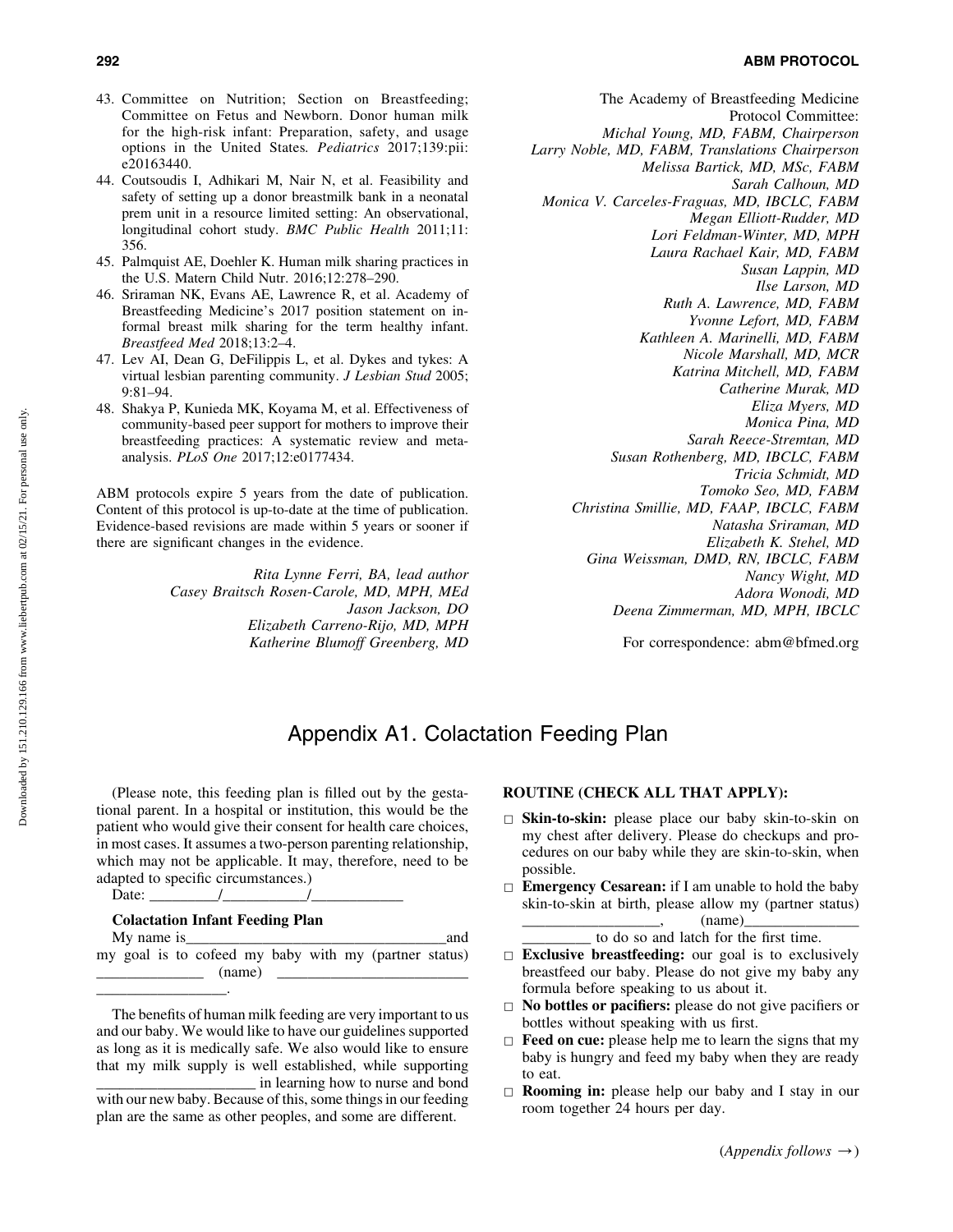43. Committee on Nutrition; Section on Breastfeeding; Committee on Fetus and Newborn. Donor human milk for the high-risk infant: Preparation, safety, and usage options in the United States. *Pediatrics* 2017;139:pii: e20163440.
44. Coutsoudis I, Adhikari M, Nair N, et al. Feasibility and safety of setting up a donor breastmilk bank in a neonatal prem unit in a resource limited setting: An observational, longitudinal cohort study. *BMC Public Health* 2011;11: 356.
45. Palmquist AE, Doehler K. Human milk sharing practices in the U.S. Matern Child Nutr. 2016;12:278–290.
46. Sriraman NK, Evans AE, Lawrence R, et al. Academy of Breastfeeding Medicine's 2017 position statement on informal breast milk sharing for the term healthy infant. *Breastfeed Med* 2018;13:2–4.
47. Lev AI, Dean G, DeFilippis L, et al. Dykes and tykes: A virtual lesbian parenting community. *J Lesbian Stud* 2005; 9:81–94.
48. Shakya P, Kunieda MK, Koyama M, et al. Effectiveness of community-based peer support for mothers to improve their breastfeeding practices: A systematic review and meta-analysis. *PLoS One* 2017;12:e0177434.

ABM protocols expire 5 years from the date of publication. Content of this protocol is up-to-date at the time of publication. Evidence-based revisions are made within 5 years or sooner if there are significant changes in the evidence.

*Rita Lynne Ferri, BA, lead author*
*Casey Braitsch Rosen-Carole, MD, MPH, MEd*
*Jason Jackson, DO*
*Elizabeth Carreno-Rijo, MD, MPH*
*Katherine Blumoff Greenberg, MD*

The Academy of Breastfeeding Medicine Protocol Committee:
*Michal Young, MD, FABM, Chairperson*
*Larry Noble, MD, FABM, Translations Chairperson*
*Melissa Bartick, MD, MSc, FABM*
*Sarah Calhoun, MD*
*Monica V. Carceles-Fraguas, MD, IBCLC, FABM*
*Megan Elliott-Rudder, MD*
*Lori Feldman-Winter, MD, MPH*
*Laura Rachael Kair, MD, FABM*
*Susan Lappin, MD*
*Ilse Larson, MD*
*Ruth A. Lawrence, MD, FABM*
*Yvonne Lefort, MD, FABM*
*Kathleen A. Marinelli, MD, FABM*
*Nicole Marshall, MD, MCR*
*Katrina Mitchell, MD, FABM*
*Catherine Murak, MD*
*Eliza Myers, MD*
*Monica Pina, MD*
*Sarah Reece-Stremtan, MD*
*Susan Rothenberg, MD, IBCLC, FABM*
*Tricia Schmidt, MD*
*Tomoko Seo, MD, FABM*
*Christina Smillie, MD, FAAP, IBCLC, FABM*
*Natasha Sriraman, MD*
*Elizabeth K. Stehel, MD*
*Gina Weissman, DMD, RN, IBCLC, FABM*
*Nancy Wight, MD*
*Adora Wonodi, MD*
*Deena Zimmerman, MD, MPH, IBCLC*

For correspondence: abm@bfmed.org

# Appendix A1. Colactation Feeding Plan

(Please note, this feeding plan is filled out by the gestational parent. In a hospital or institution, this would be the patient who would give their consent for health care choices, in most cases. It assumes a two-person parenting relationship, which may not be applicable. It may, therefore, need to be adapted to specific circumstances.)

Date: _________/___________/____________

**Colactation Infant Feeding Plan**

My name is__________________________________and my goal is to cofeed my baby with my (partner status) ______________ (name) _________________________ _________________.

The benefits of human milk feeding are very important to us and our baby. We would like to have our guidelines supported as long as it is medically safe. We also would like to ensure that my milk supply is well established, while supporting _____________________ in learning how to nurse and bond with our new baby. Because of this, some things in our feeding plan are the same as other peoples, and some are different.

**ROUTINE (CHECK ALL THAT APPLY):**

- □ **Skin-to-skin:** please place our baby skin-to-skin on my chest after delivery. Please do checkups and procedures on our baby while they are skin-to-skin, when possible.
- □ **Emergency Cesarean:** if I am unable to hold the baby skin-to-skin at birth, please allow my (partner status) __________________, (name)_______________ _________ to do so and latch for the first time.
- □ **Exclusive breastfeeding:** our goal is to exclusively breastfeed our baby. Please do not give my baby any formula before speaking to us about it.
- □ **No bottles or pacifiers:** please do not give pacifiers or bottles without speaking with us first.
- □ **Feed on cue:** please help me to learn the signs that my baby is hungry and feed my baby when they are ready to eat.
- □ **Rooming in:** please help our baby and I stay in our room together 24 hours per day.

(*Appendix follows* →)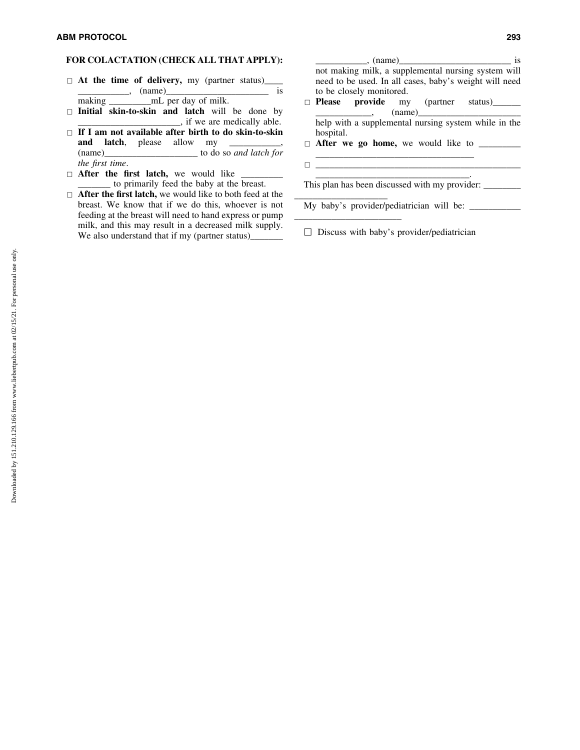**FOR COLACTATION (CHECK ALL THAT APPLY):**

- ☐ **At the time of delivery,** my (partner status)____ ___________, (name)______________________ is making _________mL per day of milk.
- ☐ **Initial skin-to-skin and latch** will be done by ______________________, if we are medically able.
- ☐ **If I am not available after birth to do skin-to-skin and latch**, please allow my ___________, (name)____________________ to do so *and latch for the first time*.
- ☐ **After the first latch,** we would like _________ _______ to primarily feed the baby at the breast.
- ☐ **After the first latch,** we would like to both feed at the breast. We know that if we do this, whoever is not feeding at the breast will need to hand express or pump milk, and this may result in a decreased milk supply. We also understand that if my (partner status)_______ ___________, (name)________________________ is not making milk, a supplemental nursing system will need to be used. In all cases, baby's weight will need to be closely monitored.
- ☐ **Please provide** my (partner status)______ ____________, (name)______________________ help with a supplemental nursing system while in the hospital.
- ☐ **After we go home,** we would like to _________ __________________________________
- ☐ ______________________________________________ __________________________________.

This plan has been discussed with my provider: ________ ____________________

My baby's provider/pediatrician will be: ___________ _______________________

☐ Discuss with baby's provider/pediatrician